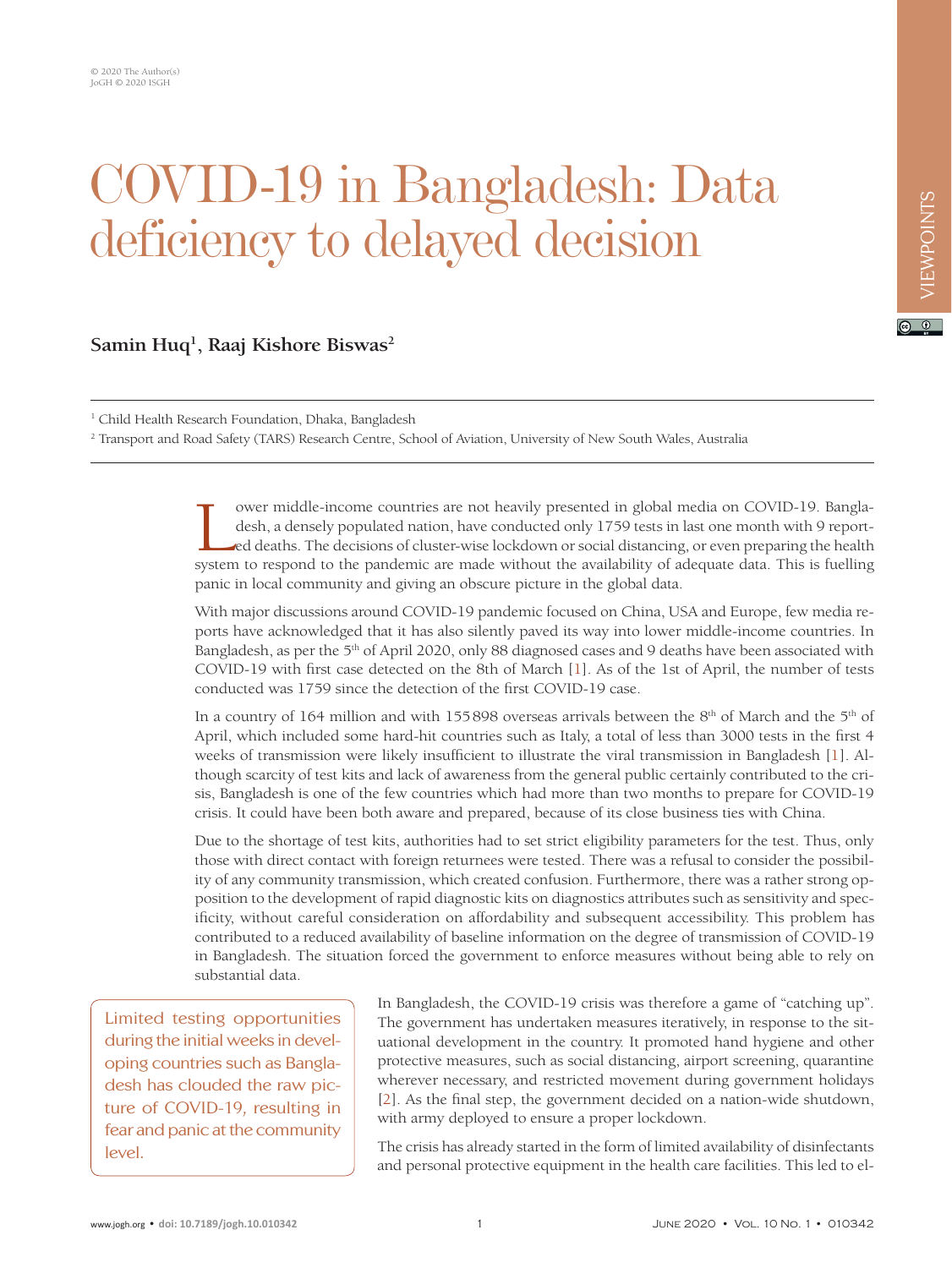# COVID-19 in Bangladesh: Data deficiency to delayed decision

**Samin Huq[1], Raaj Kishore Biswas[2]**

[1] Child Health Research Foundation, Dhaka, Bangladesh

[2] Transport and Road Safety (TARS) Research Centre, School of Aviation, University of New South Wales, Australia

Lower middle-income countries are not heavily presented in global media on COVID-19. Bangladesh, a densely populated nation, have conducted only 1759 tests in last one month with 9 reported deaths. The decisions of cluster-wise lockdown or social distancing, or even preparing the health system to respond to the pandemic are made without the availability of adequate data. This is fuelling panic in local community and giving an obscure picture in the global data.

With major discussions around COVID-19 pandemic focused on China, USA and Europe, few media reports have acknowledged that it has also silently paved its way into lower middle-income countries. In Bangladesh, as per the 5th of April 2020, only 88 diagnosed cases and 9 deaths have been associated with COVID-19 with first case detected on the 8th of March [1]. As of the 1st of April, the number of tests conducted was 1759 since the detection of the first COVID-19 case.

In a country of 164 million and with 155 898 overseas arrivals between the 8th of March and the 5th of April, which included some hard-hit countries such as Italy, a total of less than 3000 tests in the first 4 weeks of transmission were likely insufficient to illustrate the viral transmission in Bangladesh [1]. Although scarcity of test kits and lack of awareness from the general public certainly contributed to the crisis, Bangladesh is one of the few countries which had more than two months to prepare for COVID-19 crisis. It could have been both aware and prepared, because of its close business ties with China.

Due to the shortage of test kits, authorities had to set strict eligibility parameters for the test. Thus, only those with direct contact with foreign returnees were tested. There was a refusal to consider the possibility of any community transmission, which created confusion. Furthermore, there was a rather strong opposition to the development of rapid diagnostic kits on diagnostics attributes such as sensitivity and specificity, without careful consideration on affordability and subsequent accessibility. This problem has contributed to a reduced availability of baseline information on the degree of transmission of COVID-19 in Bangladesh. The situation forced the government to enforce measures without being able to rely on substantial data.

> Limited testing opportunities during the initial weeks in developing countries such as Bangladesh has clouded the raw picture of COVID-19, resulting in fear and panic at the community level.

In Bangladesh, the COVID-19 crisis was therefore a game of "catching up". The government has undertaken measures iteratively, in response to the situational development in the country. It promoted hand hygiene and other protective measures, such as social distancing, airport screening, quarantine wherever necessary, and restricted movement during government holidays [2]. As the final step, the government decided on a nation-wide shutdown, with army deployed to ensure a proper lockdown.

The crisis has already started in the form of limited availability of disinfectants and personal protective equipment in the health care facilities. This led to el-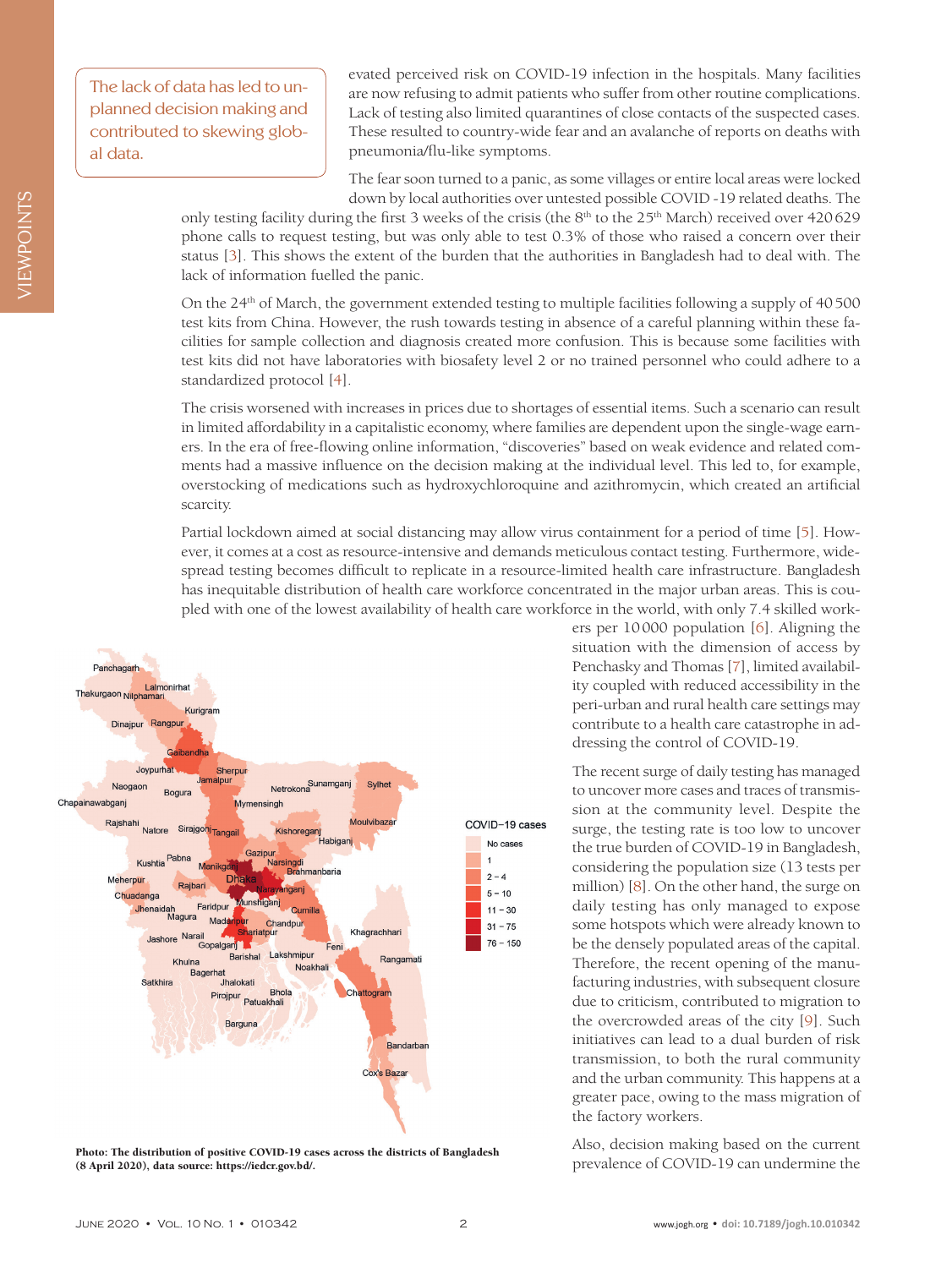> The lack of data has led to unplanned decision making and contributed to skewing global data.

evated perceived risk on COVID-19 infection in the hospitals. Many facilities are now refusing to admit patients who suffer from other routine complications. Lack of testing also limited quarantines of close contacts of the suspected cases. These resulted to country-wide fear and an avalanche of reports on deaths with pneumonia/flu-like symptoms.

The fear soon turned to a panic, as some villages or entire local areas were locked down by local authorities over untested possible COVID -19 related deaths. The only testing facility during the first 3 weeks of the crisis (the 8th to the 25th March) received over 420 629 phone calls to request testing, but was only able to test 0.3% of those who raised a concern over their status [3]. This shows the extent of the burden that the authorities in Bangladesh had to deal with. The lack of information fuelled the panic.

On the 24th of March, the government extended testing to multiple facilities following a supply of 40 500 test kits from China. However, the rush towards testing in absence of a careful planning within these facilities for sample collection and diagnosis created more confusion. This is because some facilities with test kits did not have laboratories with biosafety level 2 or no trained personnel who could adhere to a standardized protocol [4].

The crisis worsened with increases in prices due to shortages of essential items. Such a scenario can result in limited affordability in a capitalistic economy, where families are dependent upon the single-wage earners. In the era of free-flowing online information, “discoveries” based on weak evidence and related comments had a massive influence on the decision making at the individual level. This led to, for example, overstocking of medications such as hydroxychloroquine and azithromycin, which created an artificial scarcity.

Partial lockdown aimed at social distancing may allow virus containment for a period of time [5]. However, it comes at a cost as resource-intensive and demands meticulous contact testing. Furthermore, widespread testing becomes difficult to replicate in a resource-limited health care infrastructure. Bangladesh has inequitable distribution of health care workforce concentrated in the major urban areas. This is coupled with one of the lowest availability of health care workforce in the world, with only 7.4 skilled workers per 10 000 population [6]. Aligning the situation with the dimension of access by Penchasky and Thomas [7], limited availability coupled with reduced accessibility in the peri-urban and rural health care settings may contribute to a health care catastrophe in addressing the control of COVID-19.

Photo: The distribution of positive COVID-19 cases across the districts of Bangladesh (8 April 2020), data source: https://iedcr.gov.bd/.

The recent surge of daily testing has managed to uncover more cases and traces of transmission at the community level. Despite the surge, the testing rate is too low to uncover the true burden of COVID-19 in Bangladesh, considering the population size (13 tests per million) [8]. On the other hand, the surge on daily testing has only managed to expose some hotspots which were already known to be the densely populated areas of the capital. Therefore, the recent opening of the manufacturing industries, with subsequent closure due to criticism, contributed to migration to the overcrowded areas of the city [9]. Such initiatives can lead to a dual burden of risk transmission, to both the rural community and the urban community. This happens at a greater pace, owing to the mass migration of the factory workers.

Also, decision making based on the current prevalence of COVID-19 can undermine the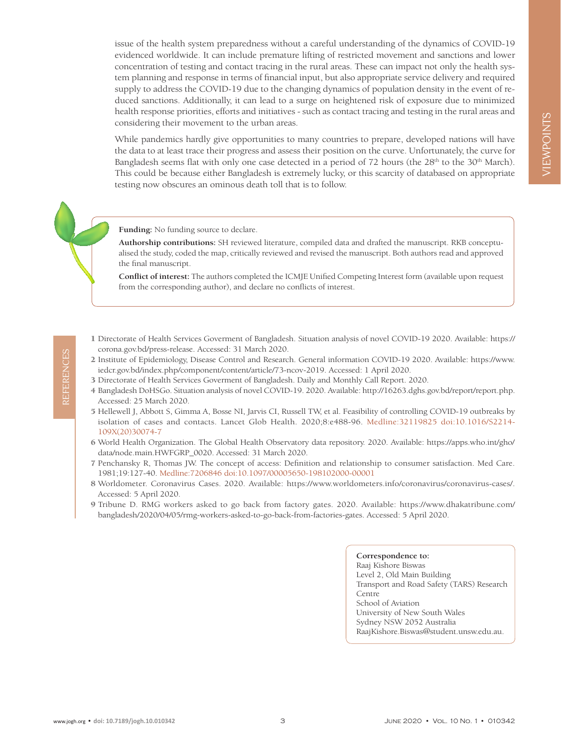issue of the health system preparedness without a careful understanding of the dynamics of COVID-19 evidenced worldwide. It can include premature lifting of restricted movement and sanctions and lower concentration of testing and contact tracing in the rural areas. These can impact not only the health system planning and response in terms of financial input, but also appropriate service delivery and required supply to address the COVID-19 due to the changing dynamics of population density in the event of reduced sanctions. Additionally, it can lead to a surge on heightened risk of exposure due to minimized health response priorities, efforts and initiatives - such as contact tracing and testing in the rural areas and considering their movement to the urban areas.

While pandemics hardly give opportunities to many countries to prepare, developed nations will have the data to at least trace their progress and assess their position on the curve. Unfortunately, the curve for Bangladesh seems flat with only one case detected in a period of 72 hours (the 28th to the 30th March). This could be because either Bangladesh is extremely lucky, or this scarcity of databased on appropriate testing now obscures an ominous death toll that is to follow.

**Funding:** No funding source to declare.

**Authorship contributions:** SH reviewed literature, compiled data and drafted the manuscript. RKB conceptualised the study, coded the map, critically reviewed and revised the manuscript. Both authors read and approved the final manuscript.

**Conflict of interest:** The authors completed the ICMJE Unified Competing Interest form (available upon request from the corresponding author), and declare no conflicts of interest.

## REFERENCES

1. Directorate of Health Services Goverment of Bangladesh. Situation analysis of novel COVID-19 2020. Available: https://corona.gov.bd/press-release. Accessed: 31 March 2020.
2. Institute of Epidemiology, Disease Control and Research. General information COVID-19 2020. Available: https://www.iedcr.gov.bd/index.php/component/content/article/73-ncov-2019. Accessed: 1 April 2020.
3. Directorate of Health Services Goverment of Bangladesh. Daily and Monthly Call Report. 2020.
4. Bangladesh DoHSGo. Situation analysis of novel COVID-19. 2020. Available: http://16263.dghs.gov.bd/report/report.php. Accessed: 25 March 2020.
5. Hellewell J, Abbott S, Gimma A, Bosse NI, Jarvis CI, Russell TW, et al. Feasibility of controlling COVID-19 outbreaks by isolation of cases and contacts. Lancet Glob Health. 2020;8:e488-96. Medline:32119825 doi:10.1016/S2214-109X(20)30074-7
6. World Health Organization. The Global Health Observatory data repository. 2020. Available: https://apps.who.int/gho/data/node.main.HWFGRP_0020. Accessed: 31 March 2020.
7. Penchansky R, Thomas JW. The concept of access: Definition and relationship to consumer satisfaction. Med Care. 1981;19:127-40. Medline:7206846 doi:10.1097/00005650-198102000-00001
8. Worldometer. Coronavirus Cases. 2020. Available: https://www.worldometers.info/coronavirus/coronavirus-cases/. Accessed: 5 April 2020.
9. Tribune D. RMG workers asked to go back from factory gates. 2020. Available: https://www.dhakatribune.com/bangladesh/2020/04/05/rmg-workers-asked-to-go-back-from-factories-gates. Accessed: 5 April 2020.

**Correspondence to:**
Raaj Kishore Biswas
Level 2, Old Main Building
Transport and Road Safety (TARS) Research Centre
School of Aviation
University of New South Wales
Sydney NSW 2052 Australia
RaajKishore.Biswas@student.unsw.edu.au.